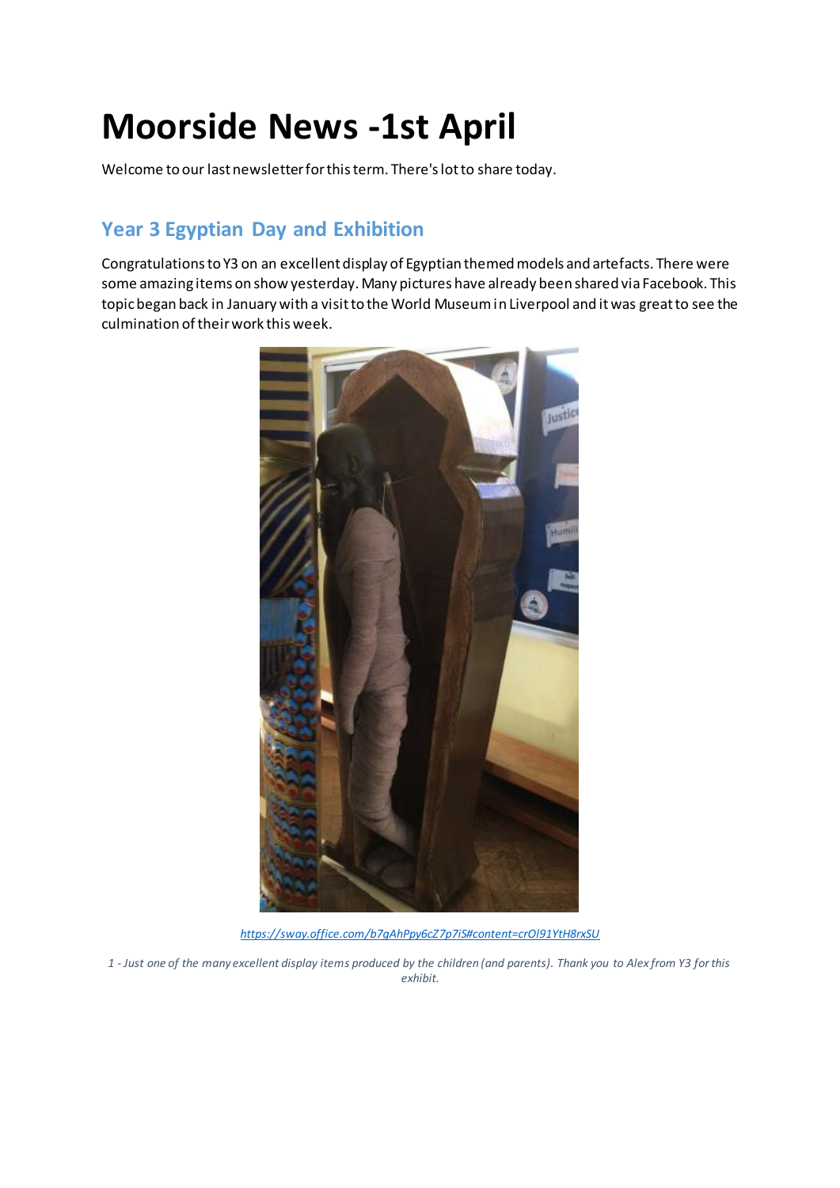# Moorside News -1st April

Welcome to our last newsletter for this term. There's lot to share today.

## Year 3 Egyptian Day and Exhibition

Congratulations to Y3 on an excellent display of Egyptian themed models and artefacts. There were some amazing items on show yesterday. Many pictures have already been shared via Facebook. This topic began back in January with a visit to the World Museum in Liverpool and it was great to see the culmination of their work this week.

https://sway.office.com/b7gAhPpy6cZ7p7iS#content=crOl91YtH8rxSU

*1 - Just one of the many excellent display items produced by the children (and parents). Thank you to Alex from Y3 for this exhibit.*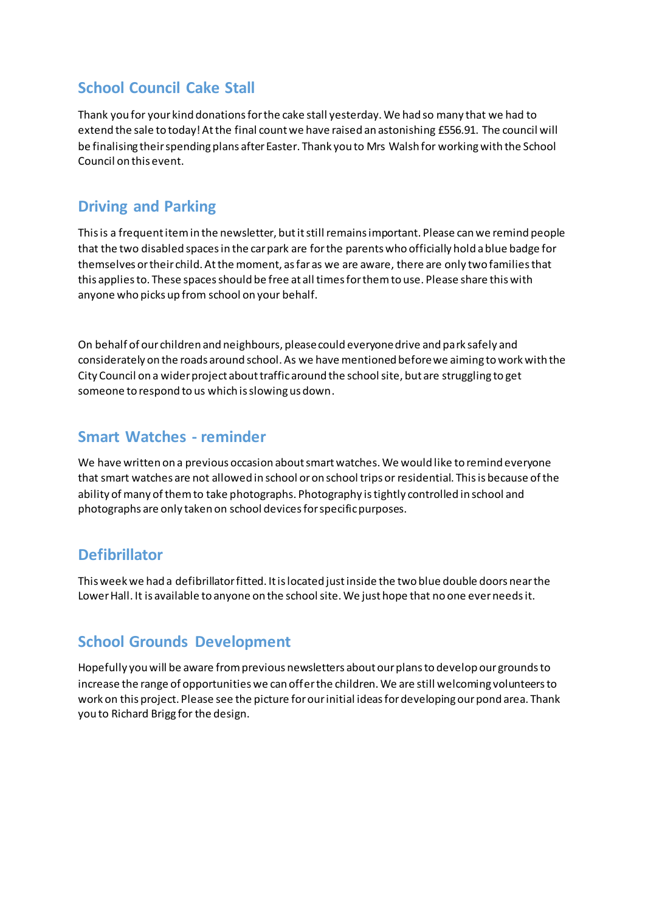## School Council Cake Stall

Thank you for your kind donations for the cake stall yesterday. We had so many that we had to extend the sale to today! At the final count we have raised an astonishing £556.91. The council will be finalising their spending plans after Easter. Thank you to Mrs Walsh for working with the School Council on this event.

## Driving and Parking

This is a frequent item in the newsletter, but it still remains important. Please can we remind people that the two disabled spaces in the car park are for the parents who officially hold a blue badge for themselves or their child. At the moment, as far as we are aware, there are only two families that this applies to. These spaces should be free at all times for them to use. Please share this with anyone who picks up from school on your behalf.

On behalf of our children and neighbours, please could everyone drive and park safely and considerately on the roads around school. As we have mentioned before we aiming to work with the City Council on a wider project about traffic around the school site, but are struggling to get someone to respond to us which is slowing us down.

## Smart Watches - reminder

We have written on a previous occasion about smart watches. We would like to remind everyone that smart watches are not allowed in school or on school trips or residential. This is because of the ability of many of them to take photographs. Photography is tightly controlled in school and photographs are only taken on school devices for specific purposes.

## Defibrillator

This week we had a defibrillator fitted. It is located just inside the two blue double doors near the Lower Hall. It is available to anyone on the school site. We just hope that no one ever needs it.

## School Grounds Development

Hopefully you will be aware from previous newsletters about our plans to develop our grounds to increase the range of opportunities we can offer the children. We are still welcoming volunteers to work on this project. Please see the picture for our initial ideas for developing our pond area. Thank you to Richard Brigg for the design.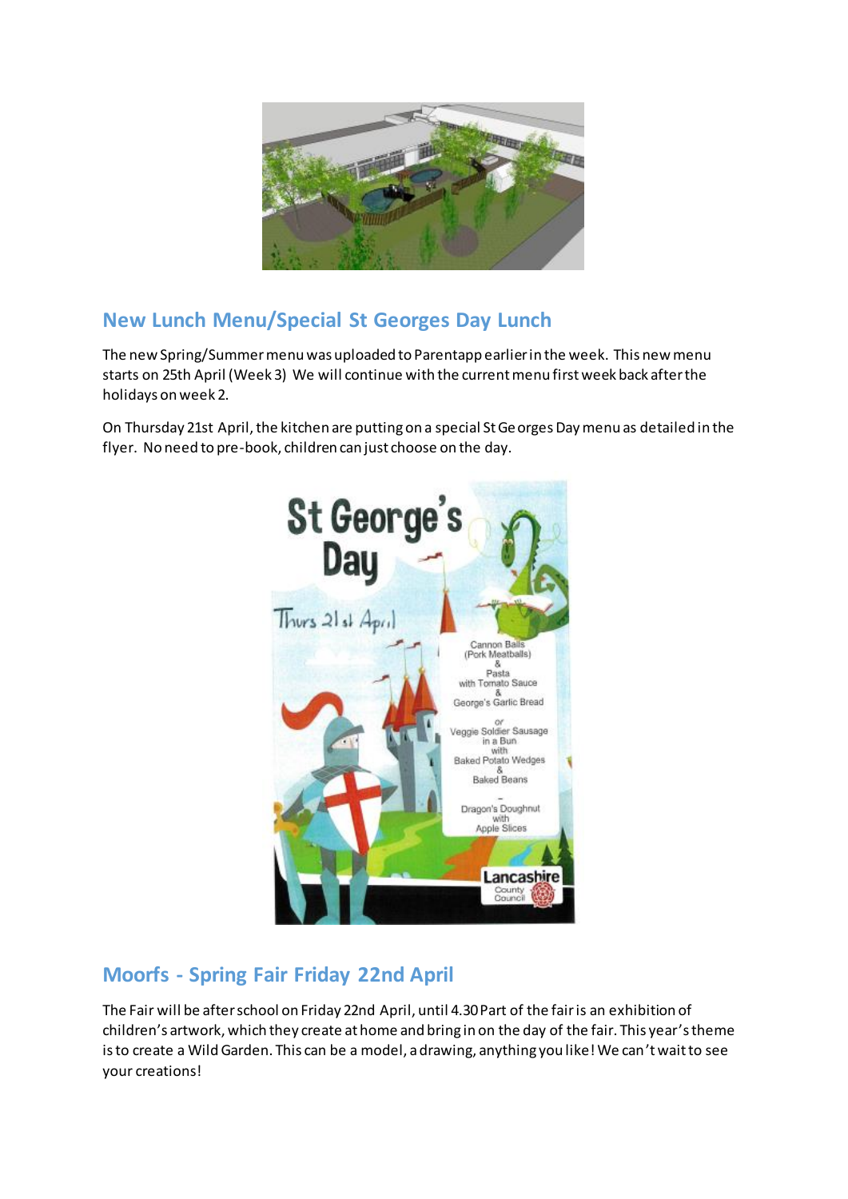## New Lunch Menu/Special St Georges Day Lunch

The new Spring/Summer menu was uploaded to Parentapp earlier in the week. This new menu starts on 25th April (Week 3) We will continue with the current menu first week back after the holidays on week 2.

On Thursday 21st April, the kitchen are putting on a special St Georges Day menu as detailed in the flyer. No need to pre-book, children can just choose on the day.

## Moorfs - Spring Fair Friday 22nd April

The Fair will be after school on Friday 22nd April, until 4.30 Part of the fair is an exhibition of children's artwork, which they create at home and bring in on the day of the fair. This year's theme is to create a Wild Garden. This can be a model, a drawing, anything you like! We can't wait to see your creations!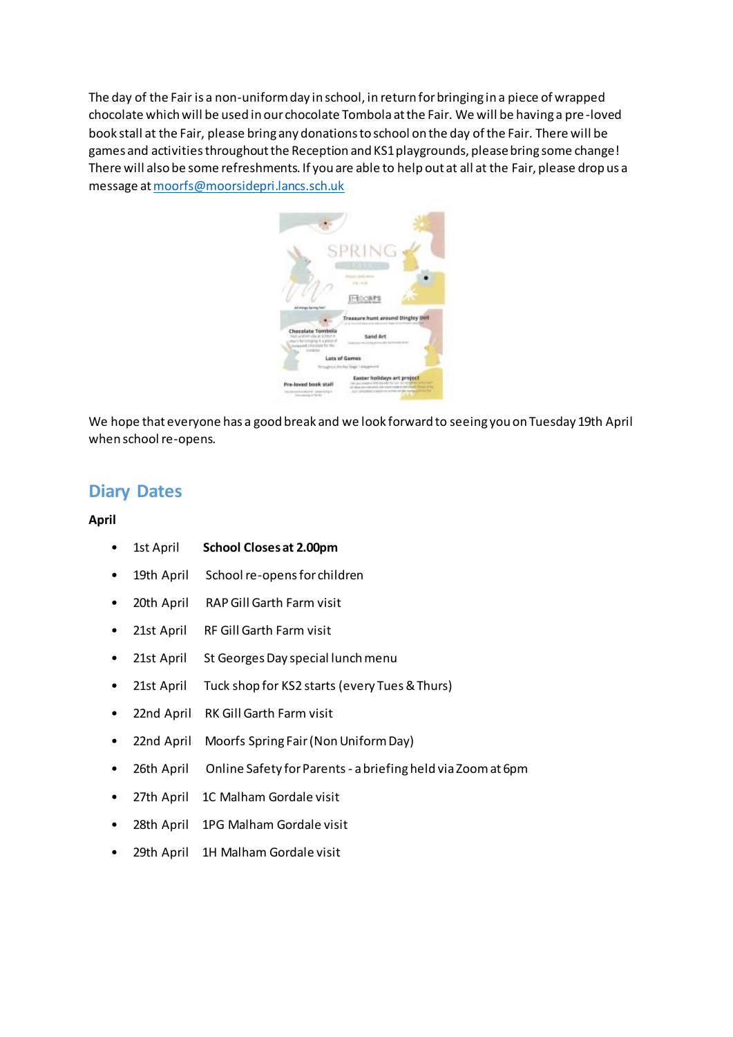The day of the Fair is a non-uniform day in school, in return for bringing in a piece of wrapped chocolate which will be used in our chocolate Tombola at the Fair. We will be having a pre-loved book stall at the Fair, please bring any donations to school on the day of the Fair. There will be games and activities throughout the Reception and KS1 playgrounds, please bring some change! There will also be some refreshments. If you are able to help out at all at the Fair, please drop us a message at moorfs@moorsidepri.lancs.sch.uk

We hope that everyone has a good break and we look forward to seeing you on Tuesday 19th April when school re-opens.

## Diary Dates

**April**

- 1st April **School Closes at 2.00pm**
- 19th April School re-opens for children
- 20th April RAP Gill Garth Farm visit
- 21st April RF Gill Garth Farm visit
- 21st April St Georges Day special lunch menu
- 21st April Tuck shop for KS2 starts (every Tues & Thurs)
- 22nd April RK Gill Garth Farm visit
- 22nd April Moorfs Spring Fair (Non Uniform Day)
- 26th April Online Safety for Parents - a briefing held via Zoom at 6pm
- 27th April 1C Malham Gordale visit
- 28th April 1PG Malham Gordale visit
- 29th April 1H Malham Gordale visit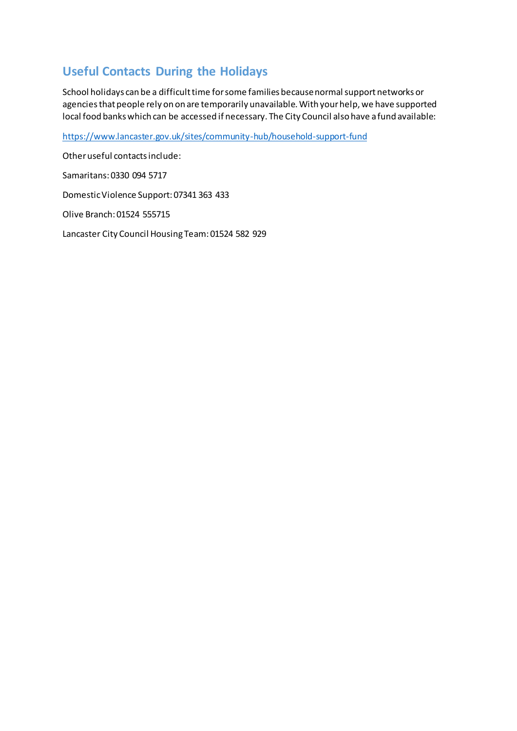## Useful Contacts During the Holidays

School holidays can be a difficult time for some families because normal support networks or agencies that people rely on on are temporarily unavailable. With your help, we have supported local food banks which can be accessed if necessary. The City Council also have a fund available:

https://www.lancaster.gov.uk/sites/community-hub/household-support-fund

Other useful contacts include:

Samaritans: 0330 094 5717

Domestic Violence Support: 07341 363 433

Olive Branch: 01524 555715

Lancaster City Council Housing Team: 01524 582 929